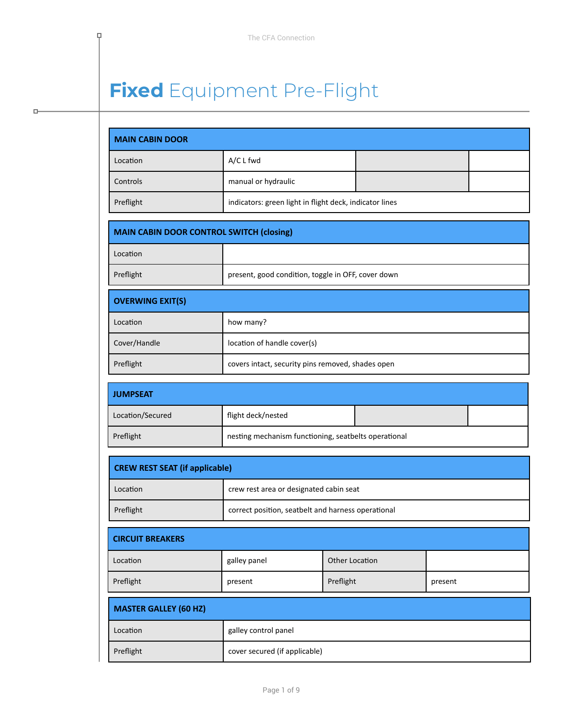# **Fixed** Equipment Pre-Flight

| MAIN CABIN DOOR | | | |
|---|---|---|---|
| Location | A/C L fwd | | |
| Controls | manual or hydraulic | | |
| Preflight | indicators: green light in flight deck, indicator lines | | |

| MAIN CABIN DOOR CONTROL SWITCH (closing) | |
|---|---|
| Location | |
| Preflight | present, good condition, toggle in OFF, cover down |

| OVERWING EXIT(S) | |
|---|---|
| Location | how many? |
| Cover/Handle | location of handle cover(s) |
| Preflight | covers intact, security pins removed, shades open |

| JUMPSEAT | | | |
|---|---|---|---|
| Location/Secured | flight deck/nested | | |
| Preflight | nesting mechanism functioning, seatbelts operational | | |

| CREW REST SEAT (if applicable) | |
|---|---|
| Location | crew rest area or designated cabin seat |
| Preflight | correct position, seatbelt and harness operational |

| CIRCUIT BREAKERS | | | |
|---|---|---|---|
| Location | galley panel | Other Location | |
| Preflight | present | Preflight | present |

| MASTER GALLEY (60 HZ) | |
|---|---|
| Location | galley control panel |
| Preflight | cover secured (if applicable) |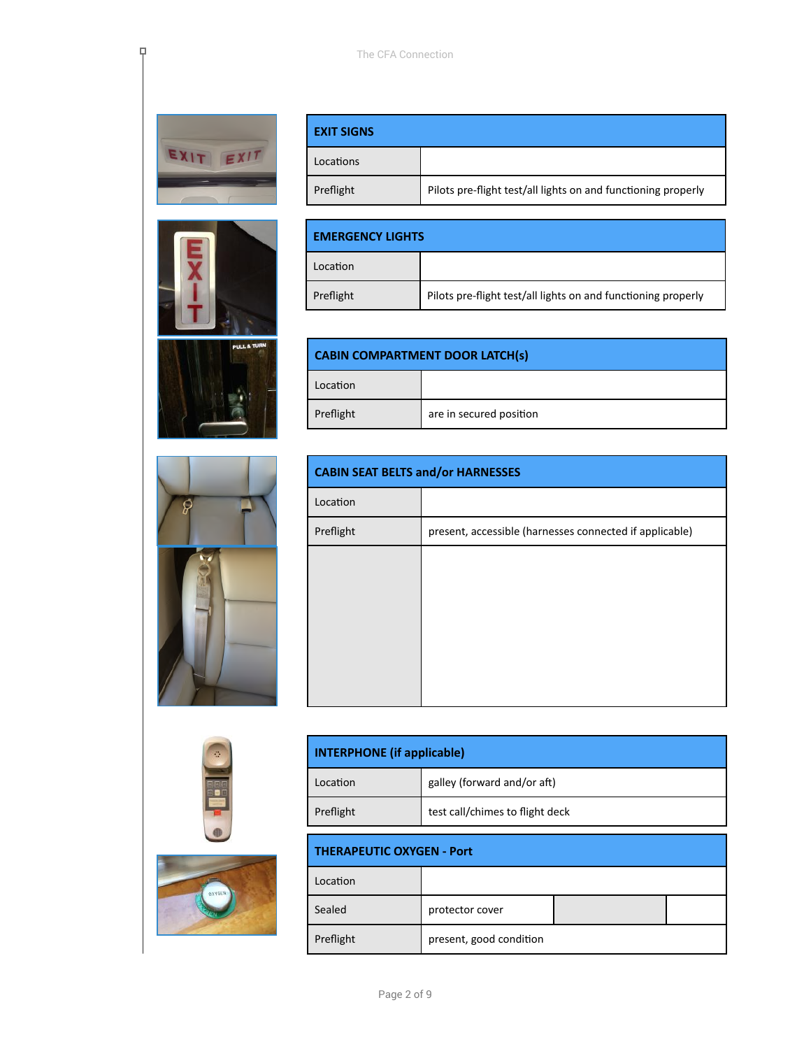| EXIT SIGNS | |
|---|---|
| Locations | |
| Preflight | Pilots pre-flight test/all lights on and functioning properly |

| EMERGENCY LIGHTS | |
|---|---|
| Location | |
| Preflight | Pilots pre-flight test/all lights on and functioning properly |

| CABIN COMPARTMENT DOOR LATCH(s) | |
|---|---|
| Location | |
| Preflight | are in secured position |

| CABIN SEAT BELTS and/or HARNESSES | |
|---|---|
| Location | |
| Preflight | present, accessible (harnesses connected if applicable) |
| | |

| INTERPHONE (if applicable) | |
|---|---|
| Location | galley (forward and/or aft) |
| Preflight | test call/chimes to flight deck |

| THERAPEUTIC OXYGEN - Port | | | |
|---|---|---|---|
| Location | | | |
| Sealed | protector cover | | |
| Preflight | present, good condition | | |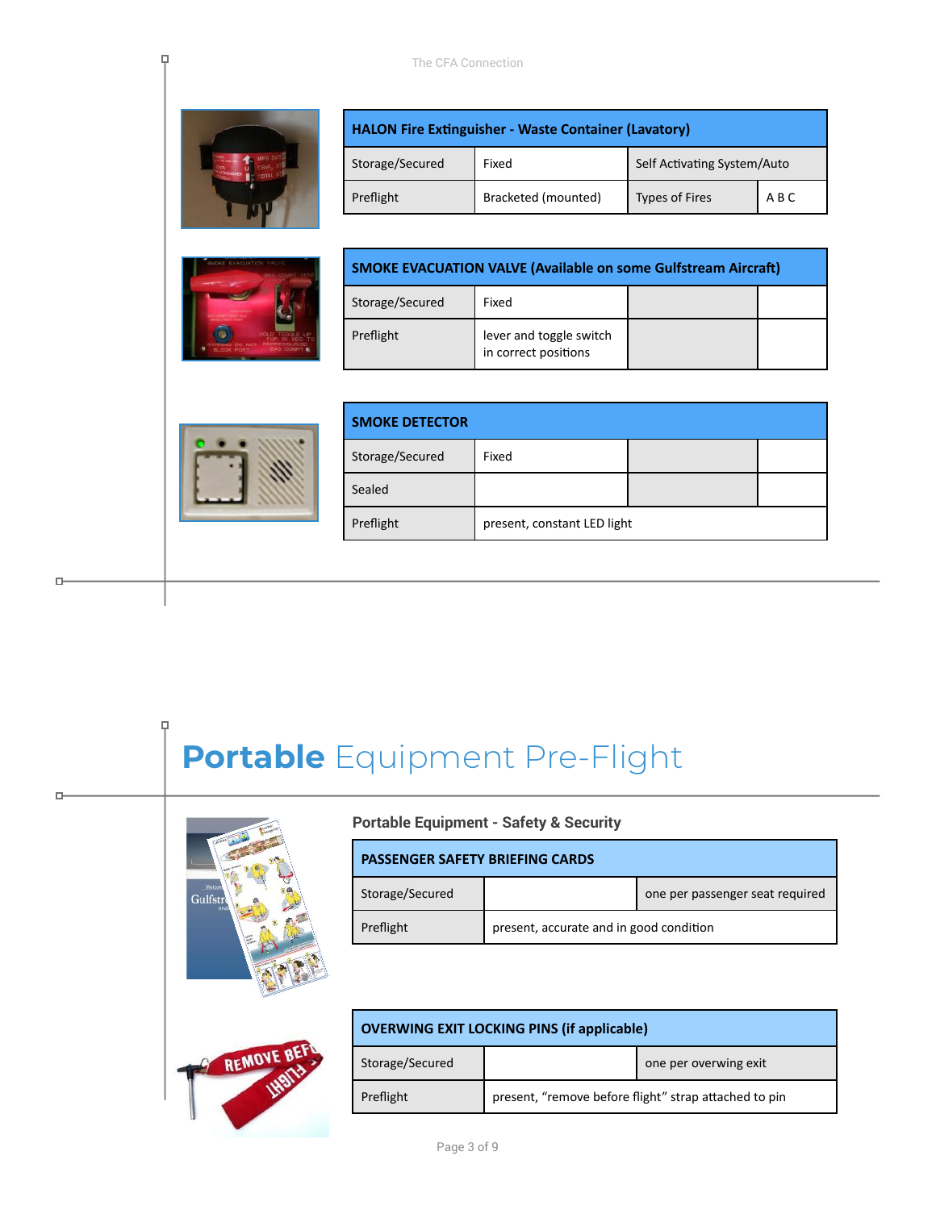| HALON Fire Extinguisher - Waste Container (Lavatory) | | | |
|---|---|---|---|
| Storage/Secured | Fixed | Self Activating System/Auto | |
| Preflight | Bracketed (mounted) | Types of Fires | A B C |

| SMOKE EVACUATION VALVE (Available on some Gulfstream Aircraft) | | | |
|---|---|---|---|
| Storage/Secured | Fixed | | |
| Preflight | lever and toggle switch in correct positions | | |

| SMOKE DETECTOR | | | |
|---|---|---|---|
| Storage/Secured | Fixed | | |
| Sealed | | | |
| Preflight | present, constant LED light | | |

# **Portable** Equipment Pre-Flight

### Portable Equipment - Safety & Security

| PASSENGER SAFETY BRIEFING CARDS | | |
|---|---|---|
| Storage/Secured | | one per passenger seat required |
| Preflight | present, accurate and in good condition | |

| OVERWING EXIT LOCKING PINS (if applicable) | | |
|---|---|---|
| Storage/Secured | | one per overwing exit |
| Preflight | present, “remove before flight” strap attached to pin | |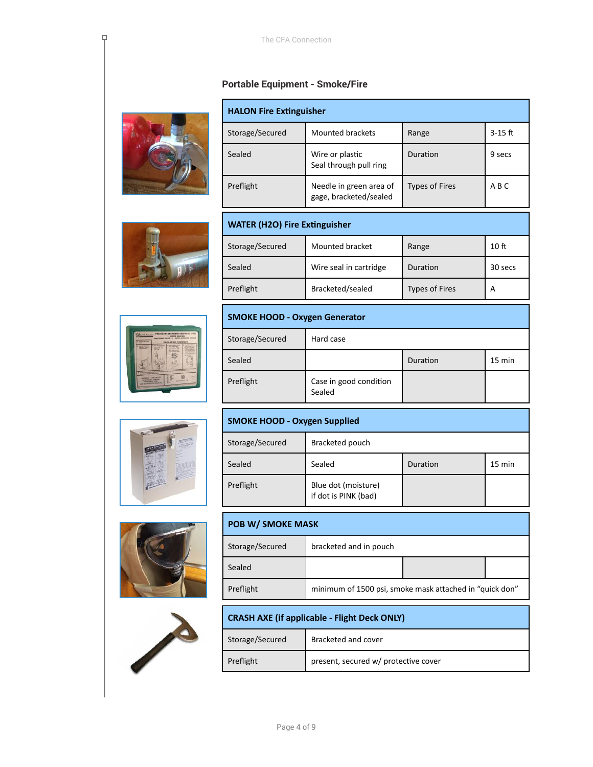## Portable Equipment - Smoke/Fire

| HALON Fire Extinguisher | | | |
|---|---|---|---|
| Storage/Secured | Mounted brackets | Range | 3-15 ft |
| Sealed | Wire or plastic Seal through pull ring | Duration | 9 secs |
| Preflight | Needle in green area of gage, bracketed/sealed | Types of Fires | A B C |

| WATER (H2O) Fire Extinguisher | | | |
|---|---|---|---|
| Storage/Secured | Mounted bracket | Range | 10 ft |
| Sealed | Wire seal in cartridge | Duration | 30 secs |
| Preflight | Bracketed/sealed | Types of Fires | A |

| SMOKE HOOD - Oxygen Generator | | | |
|---|---|---|---|
| Storage/Secured | Hard case | | |
| Sealed | | Duration | 15 min |
| Preflight | Case in good condition Sealed | | |

| SMOKE HOOD - Oxygen Supplied | | | |
|---|---|---|---|
| Storage/Secured | Bracketed pouch | | |
| Sealed | Sealed | Duration | 15 min |
| Preflight | Blue dot (moisture) if dot is PINK (bad) | | |

| POB W/ SMOKE MASK | | | |
|---|---|---|---|
| Storage/Secured | bracketed and in pouch | | |
| Sealed | | | |
| Preflight | minimum of 1500 psi, smoke mask attached in "quick don" | | |

| CRASH AXE (if applicable - Flight Deck ONLY) | |
|---|---|
| Storage/Secured | Bracketed and cover |
| Preflight | present, secured w/ protective cover |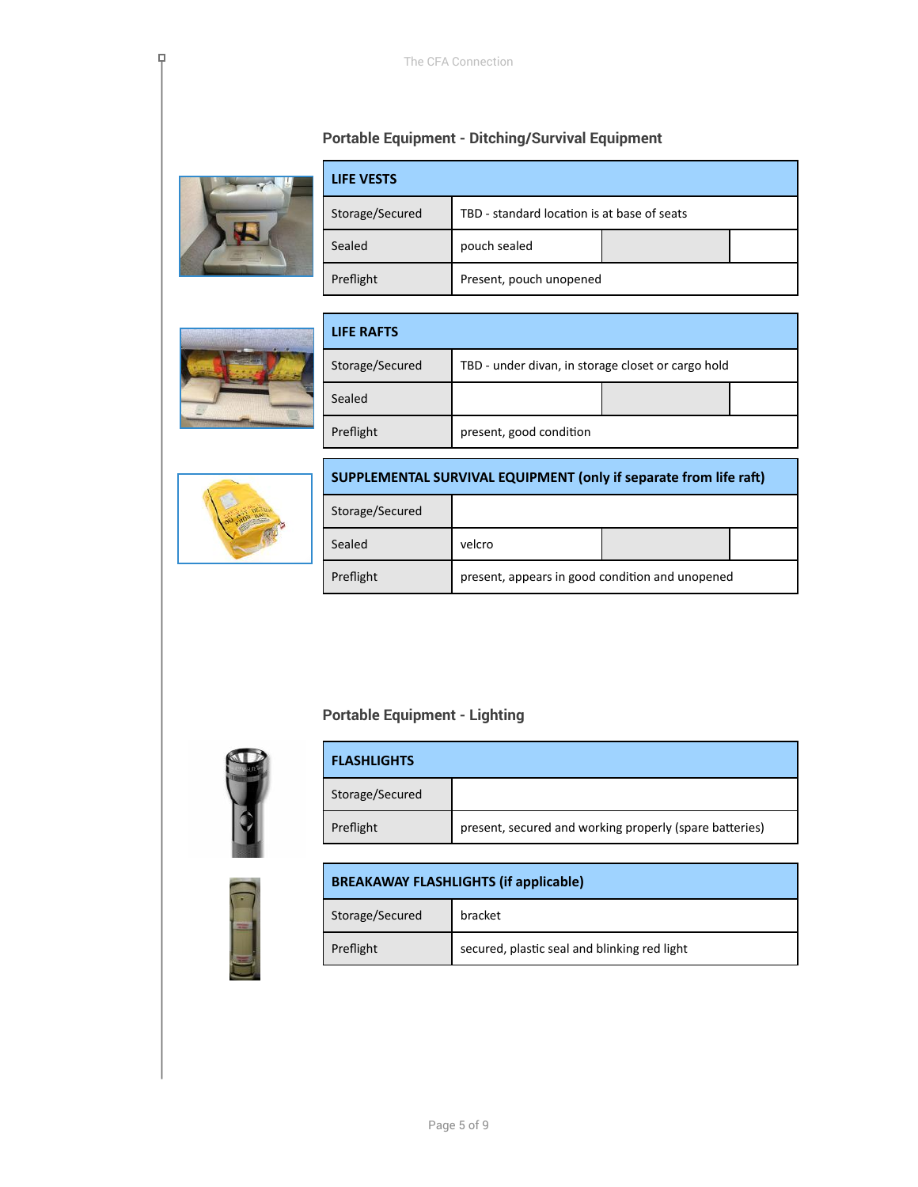## Portable Equipment - Ditching/Survival Equipment

| LIFE VESTS | | | |
|---|---|---|---|
| Storage/Secured | TBD - standard location is at base of seats | | |
| Sealed | pouch sealed | | |
| Preflight | Present, pouch unopened | | |

| LIFE RAFTS | | | |
|---|---|---|---|
| Storage/Secured | TBD - under divan, in storage closet or cargo hold | | |
| Sealed | | | |
| Preflight | present, good condition | | |

| SUPPLEMENTAL SURVIVAL EQUIPMENT (only if separate from life raft) | | | |
|---|---|---|---|
| Storage/Secured | | | |
| Sealed | velcro | | |
| Preflight | present, appears in good condition and unopened | | |

## Portable Equipment - Lighting

| FLASHLIGHTS | |
|---|---|
| Storage/Secured | |
| Preflight | present, secured and working properly (spare batteries) |

| BREAKAWAY FLASHLIGHTS (if applicable) | |
|---|---|
| Storage/Secured | bracket |
| Preflight | secured, plastic seal and blinking red light |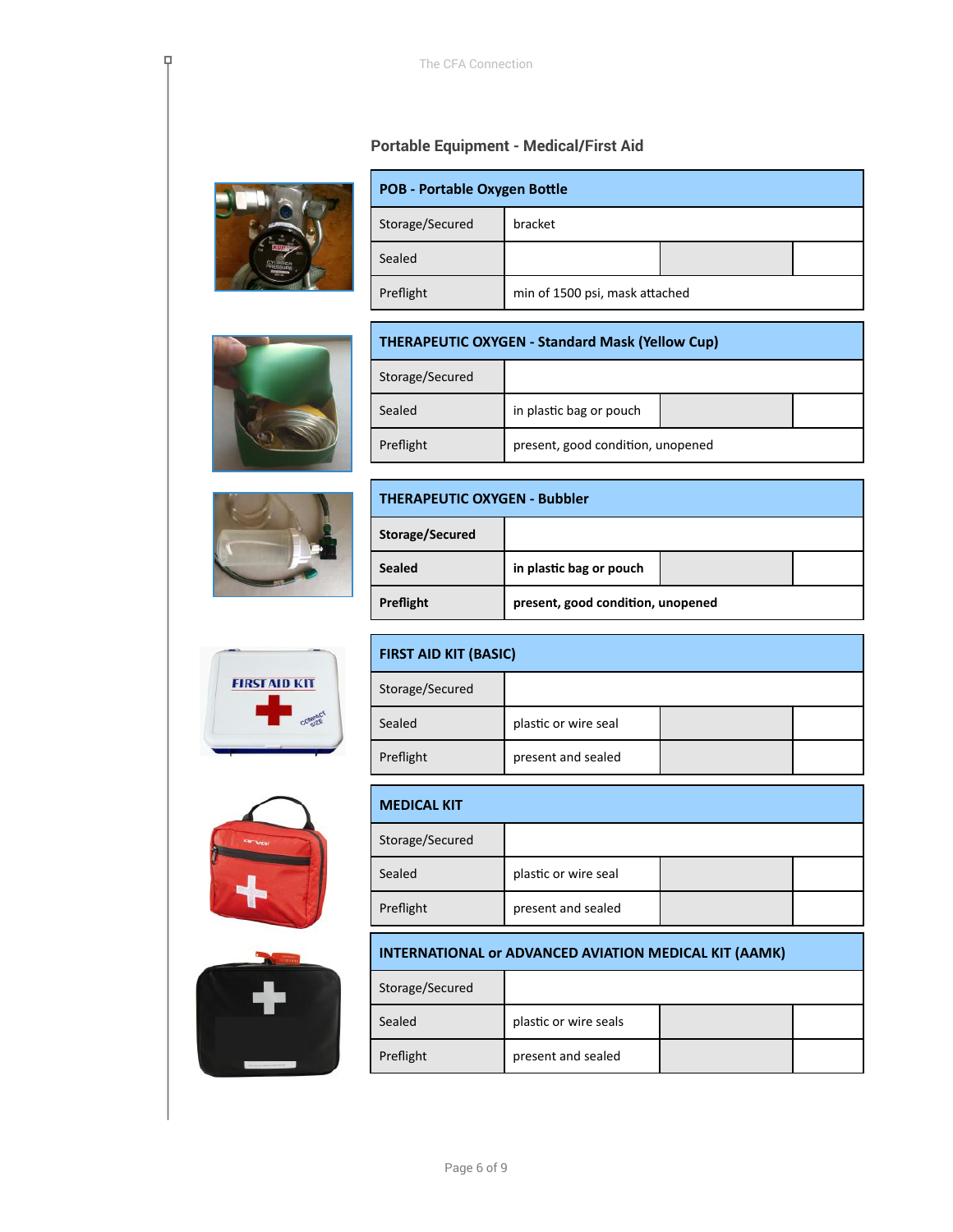## Portable Equipment - Medical/First Aid

| POB - Portable Oxygen Bottle | | | |
|---|---|---|---|
| Storage/Secured | bracket | | |
| Sealed | | | |
| Preflight | min of 1500 psi, mask attached | | |

| THERAPEUTIC OXYGEN - Standard Mask (Yellow Cup) | | | |
|---|---|---|---|
| Storage/Secured | | | |
| Sealed | in plastic bag or pouch | | |
| Preflight | present, good condition, unopened | | |

| THERAPEUTIC OXYGEN - Bubbler | | | |
|---|---|---|---|
| **Storage/Secured** | | | |
| **Sealed** | **in plastic bag or pouch** | | |
| **Preflight** | **present, good condition, unopened** | | |

| FIRST AID KIT (BASIC) | | | |
|---|---|---|---|
| Storage/Secured | | | |
| Sealed | plastic or wire seal | | |
| Preflight | present and sealed | | |

| MEDICAL KIT | | | |
|---|---|---|---|
| Storage/Secured | | | |
| Sealed | plastic or wire seal | | |
| Preflight | present and sealed | | |

| INTERNATIONAL or ADVANCED AVIATION MEDICAL KIT (AAMK) | | | |
|---|---|---|---|
| Storage/Secured | | | |
| Sealed | plastic or wire seals | | |
| Preflight | present and sealed | | |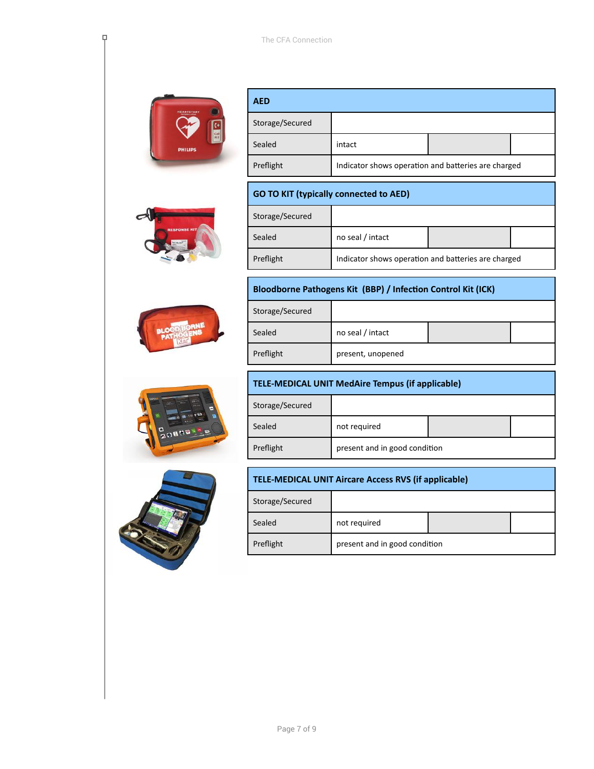| AED | | | |
|---|---|---|---|
| Storage/Secured | | | |
| Sealed | intact | | |
| Preflight | Indicator shows operation and batteries are charged | | |

| GO TO KIT (typically connected to AED) | | | |
|---|---|---|---|
| Storage/Secured | | | |
| Sealed | no seal / intact | | |
| Preflight | Indicator shows operation and batteries are charged | | |

| Bloodborne Pathogens Kit (BBP) / Infection Control Kit (ICK) | | | |
|---|---|---|---|
| Storage/Secured | | | |
| Sealed | no seal / intact | | |
| Preflight | present, unopened | | |

| TELE-MEDICAL UNIT MedAire Tempus (if applicable) | | | |
|---|---|---|---|
| Storage/Secured | | | |
| Sealed | not required | | |
| Preflight | present and in good condition | | |

| TELE-MEDICAL UNIT Aircare Access RVS (if applicable) | | | |
|---|---|---|---|
| Storage/Secured | | | |
| Sealed | not required | | |
| Preflight | present and in good condition | | |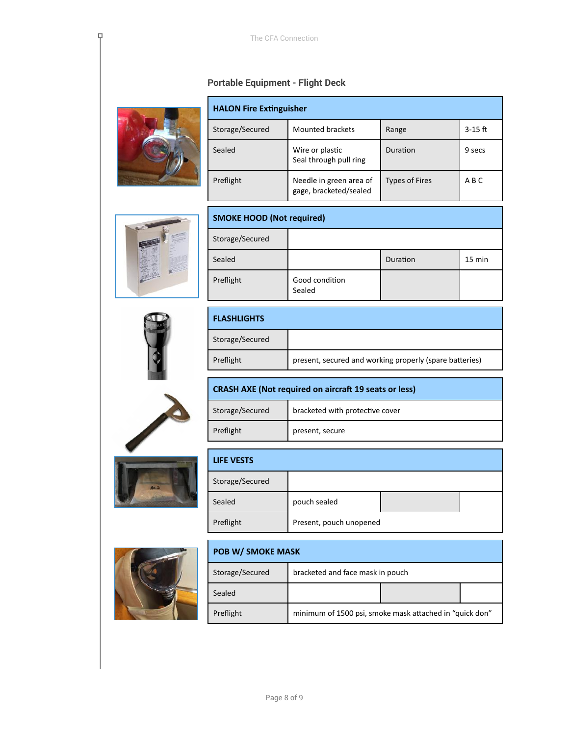## Portable Equipment - Flight Deck

| HALON Fire Extinguisher | | | |
|---|---|---|---|
| Storage/Secured | Mounted brackets | Range | 3-15 ft |
| Sealed | Wire or plastic Seal through pull ring | Duration | 9 secs |
| Preflight | Needle in green area of gage, bracketed/sealed | Types of Fires | A B C |

| SMOKE HOOD (Not required) | | | |
|---|---|---|---|
| Storage/Secured | | | |
| Sealed | | Duration | 15 min |
| Preflight | Good condition Sealed | | |

| FLASHLIGHTS | |
|---|---|
| Storage/Secured | |
| Preflight | present, secured and working properly (spare batteries) |

| CRASH AXE (Not required on aircraft 19 seats or less) | |
|---|---|
| Storage/Secured | bracketed with protective cover |
| Preflight | present, secure |

| LIFE VESTS | | | |
|---|---|---|---|
| Storage/Secured | | | |
| Sealed | pouch sealed | | |
| Preflight | Present, pouch unopened | | |

| POB W/ SMOKE MASK | | | |
|---|---|---|---|
| Storage/Secured | bracketed and face mask in pouch | | |
| Sealed | | | |
| Preflight | minimum of 1500 psi, smoke mask attached in "quick don" | | |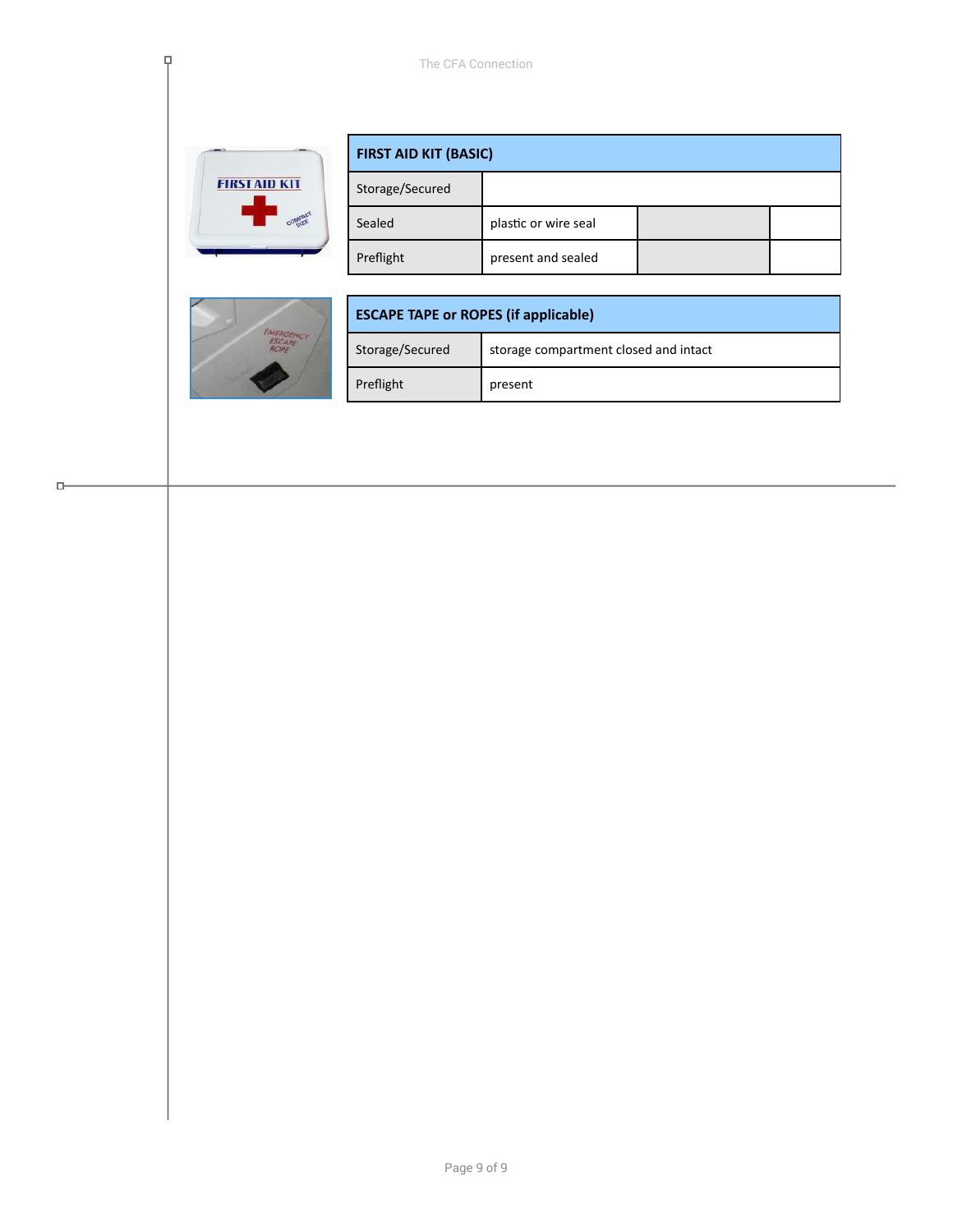| FIRST AID KIT (BASIC) | | | |
|---|---|---|---|
| Storage/Secured | | | |
| Sealed | plastic or wire seal | | |
| Preflight | present and sealed | | |

| ESCAPE TAPE or ROPES (if applicable) | |
|---|---|
| Storage/Secured | storage compartment closed and intact |
| Preflight | present |